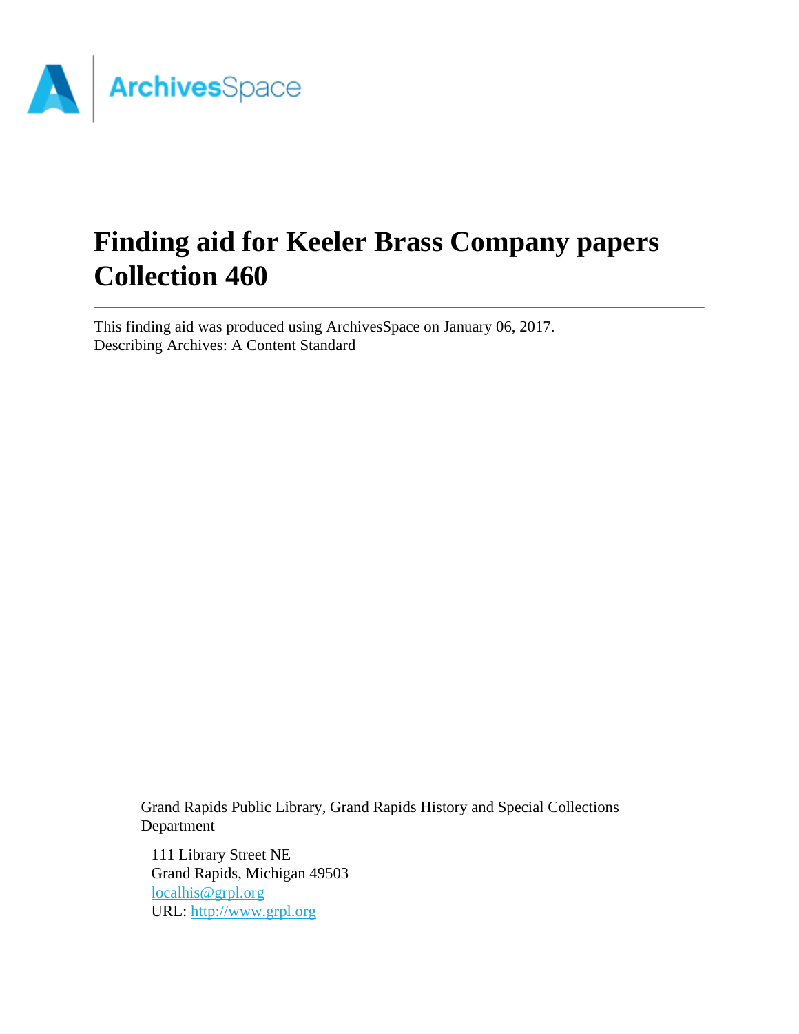# Finding aid for Keeler Brass Company papers Collection 460

This finding aid was produced using ArchivesSpace on January 06, 2017.
Describing Archives: A Content Standard

Grand Rapids Public Library, Grand Rapids History and Special Collections Department

111 Library Street NE
Grand Rapids, Michigan 49503
localhis@grpl.org
URL: http://www.grpl.org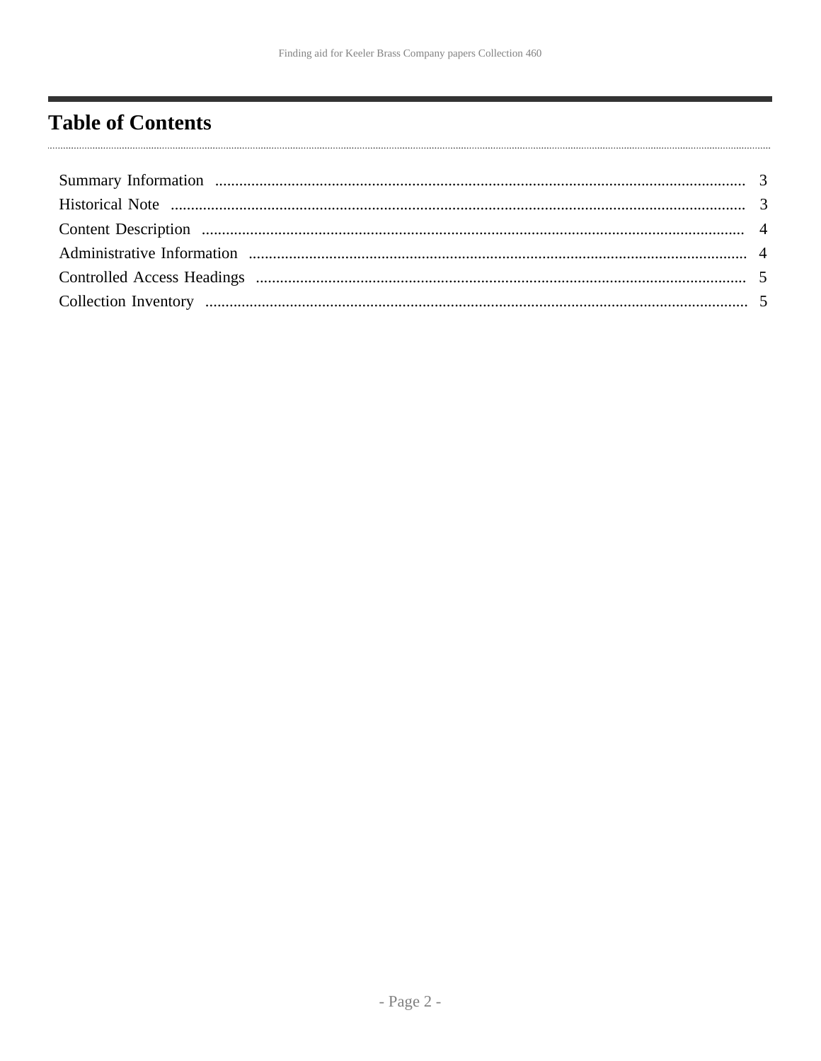# Table of Contents

Summary Information ..................................................................................................................................... 3
Historical Note ............................................................................................................................................. 3
Content Description ..................................................................................................................................... 4
Administrative Information .......................................................................................................................... 4
Controlled Access Headings ........................................................................................................................ 5
Collection Inventory ..................................................................................................................................... 5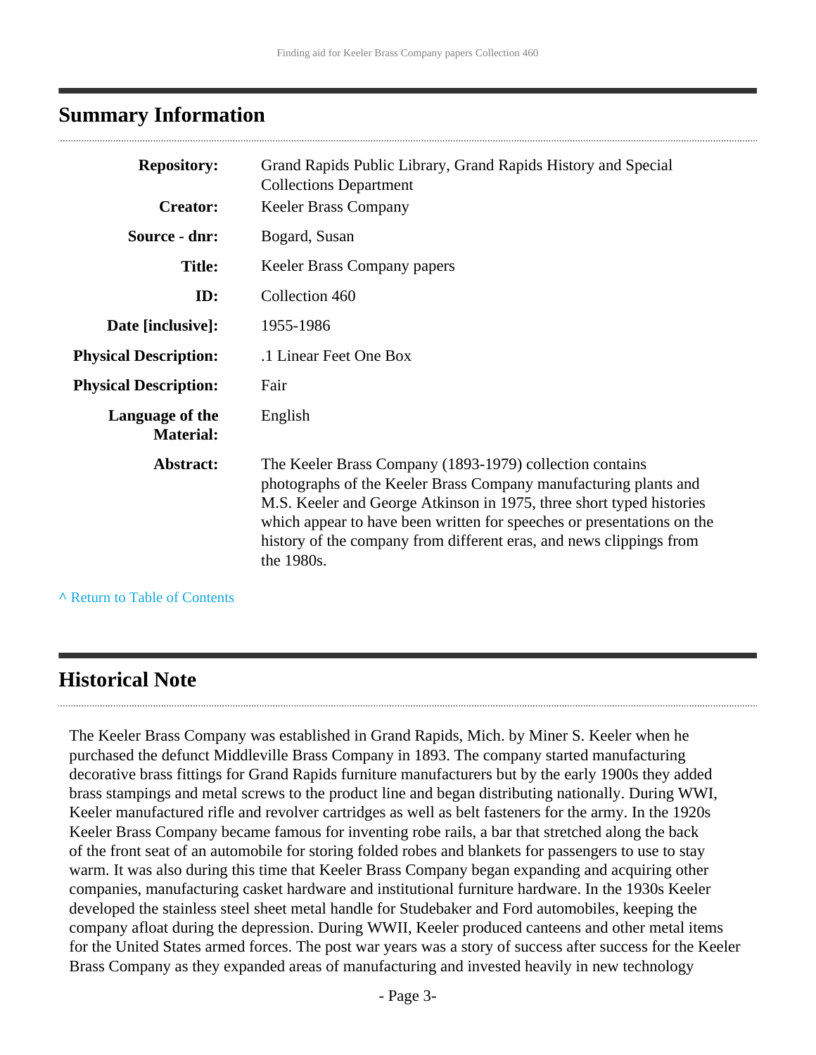## Summary Information

| | |
|---|---|
| **Repository:** | Grand Rapids Public Library, Grand Rapids History and Special Collections Department |
| **Creator:** | Keeler Brass Company |
| **Source - dnr:** | Bogard, Susan |
| **Title:** | Keeler Brass Company papers |
| **ID:** | Collection 460 |
| **Date [inclusive]:** | 1955-1986 |
| **Physical Description:** | .1 Linear Feet One Box |
| **Physical Description:** | Fair |
| **Language of the Material:** | English |
| **Abstract:** | The Keeler Brass Company (1893-1979) collection contains photographs of the Keeler Brass Company manufacturing plants and M.S. Keeler and George Atkinson in 1975, three short typed histories which appear to have been written for speeches or presentations on the history of the company from different eras, and news clippings from the 1980s. |

^ Return to Table of Contents

## Historical Note

The Keeler Brass Company was established in Grand Rapids, Mich. by Miner S. Keeler when he purchased the defunct Middleville Brass Company in 1893. The company started manufacturing decorative brass fittings for Grand Rapids furniture manufacturers but by the early 1900s they added brass stampings and metal screws to the product line and began distributing nationally. During WWI, Keeler manufactured rifle and revolver cartridges as well as belt fasteners for the army. In the 1920s Keeler Brass Company became famous for inventing robe rails, a bar that stretched along the back of the front seat of an automobile for storing folded robes and blankets for passengers to use to stay warm. It was also during this time that Keeler Brass Company began expanding and acquiring other companies, manufacturing casket hardware and institutional furniture hardware. In the 1930s Keeler developed the stainless steel sheet metal handle for Studebaker and Ford automobiles, keeping the company afloat during the depression. During WWII, Keeler produced canteens and other metal items for the United States armed forces. The post war years was a story of success after success for the Keeler Brass Company as they expanded areas of manufacturing and invested heavily in new technology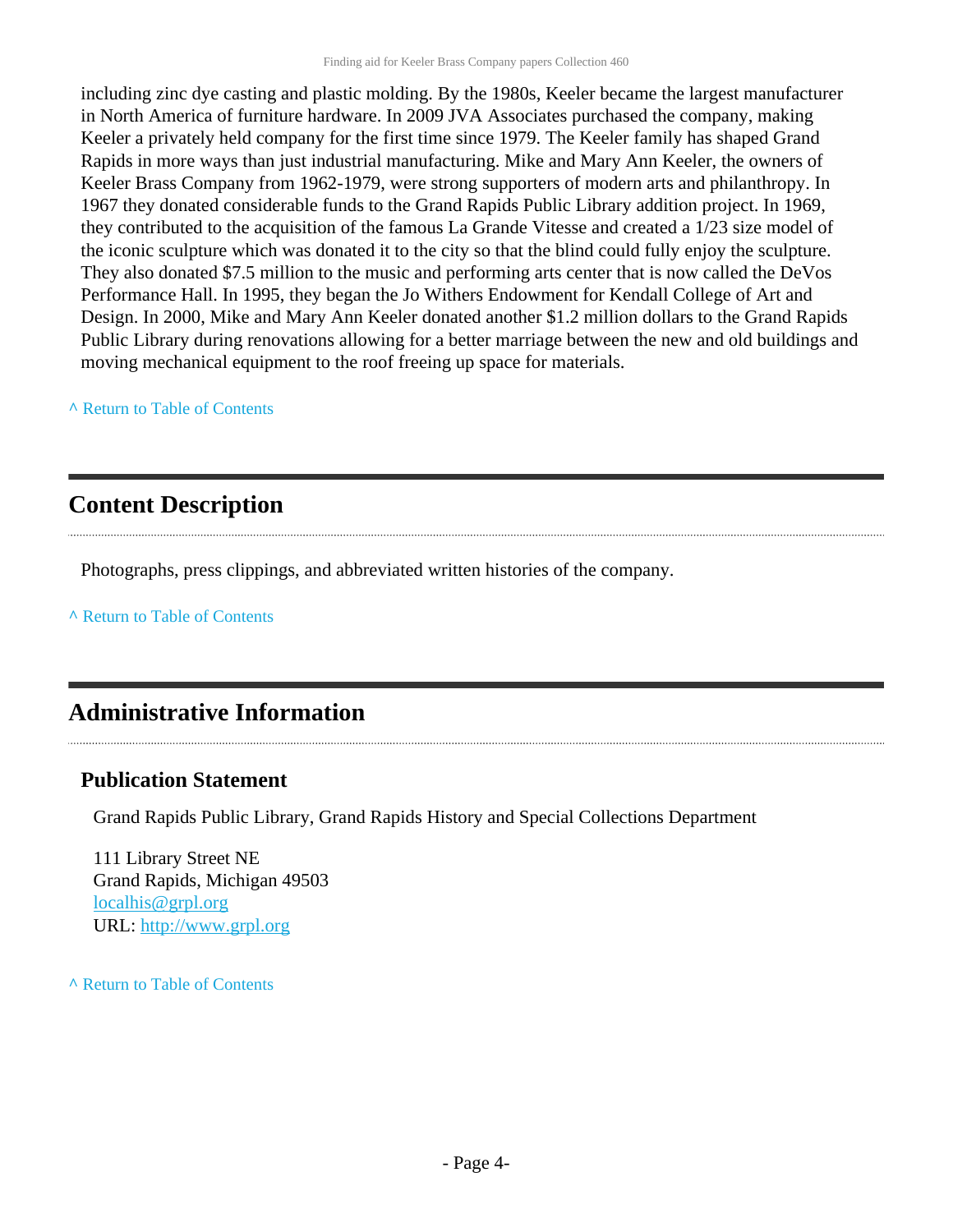including zinc dye casting and plastic molding. By the 1980s, Keeler became the largest manufacturer in North America of furniture hardware. In 2009 JVA Associates purchased the company, making Keeler a privately held company for the first time since 1979. The Keeler family has shaped Grand Rapids in more ways than just industrial manufacturing. Mike and Mary Ann Keeler, the owners of Keeler Brass Company from 1962-1979, were strong supporters of modern arts and philanthropy. In 1967 they donated considerable funds to the Grand Rapids Public Library addition project. In 1969, they contributed to the acquisition of the famous La Grande Vitesse and created a 1/23 size model of the iconic sculpture which was donated it to the city so that the blind could fully enjoy the sculpture. They also donated $7.5 million to the music and performing arts center that is now called the DeVos Performance Hall. In 1995, they began the Jo Withers Endowment for Kendall College of Art and Design. In 2000, Mike and Mary Ann Keeler donated another $1.2 million dollars to the Grand Rapids Public Library during renovations allowing for a better marriage between the new and old buildings and moving mechanical equipment to the roof freeing up space for materials.

^ Return to Table of Contents

## Content Description

Photographs, press clippings, and abbreviated written histories of the company.

^ Return to Table of Contents

## Administrative Information

### Publication Statement

Grand Rapids Public Library, Grand Rapids History and Special Collections Department

111 Library Street NE
Grand Rapids, Michigan 49503
localhis@grpl.org
URL: http://www.grpl.org

^ Return to Table of Contents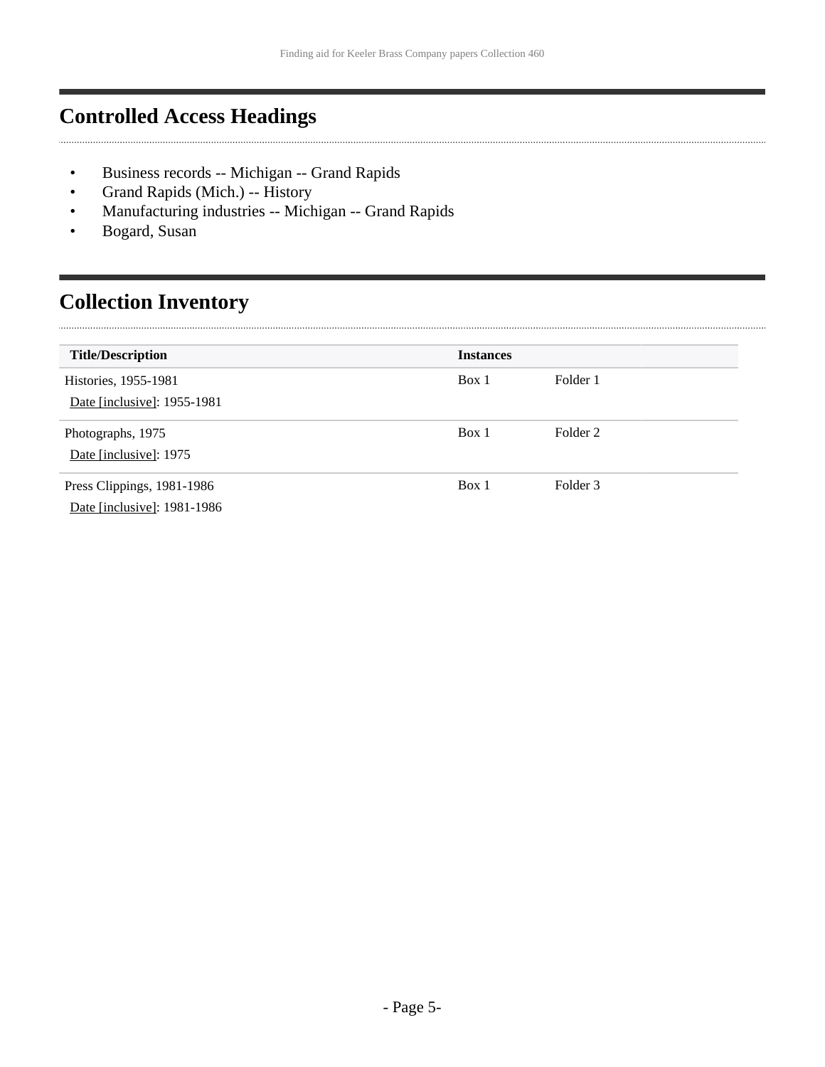## Controlled Access Headings

- Business records -- Michigan -- Grand Rapids
- Grand Rapids (Mich.) -- History
- Manufacturing industries -- Michigan -- Grand Rapids
- Bogard, Susan

## Collection Inventory

| Title/Description | Instances | |
|---|---|---|
| Histories, 1955-1981<br>Date [inclusive]: 1955-1981 | Box 1 | Folder 1 |
| Photographs, 1975<br>Date [inclusive]: 1975 | Box 1 | Folder 2 |
| Press Clippings, 1981-1986<br>Date [inclusive]: 1981-1986 | Box 1 | Folder 3 |